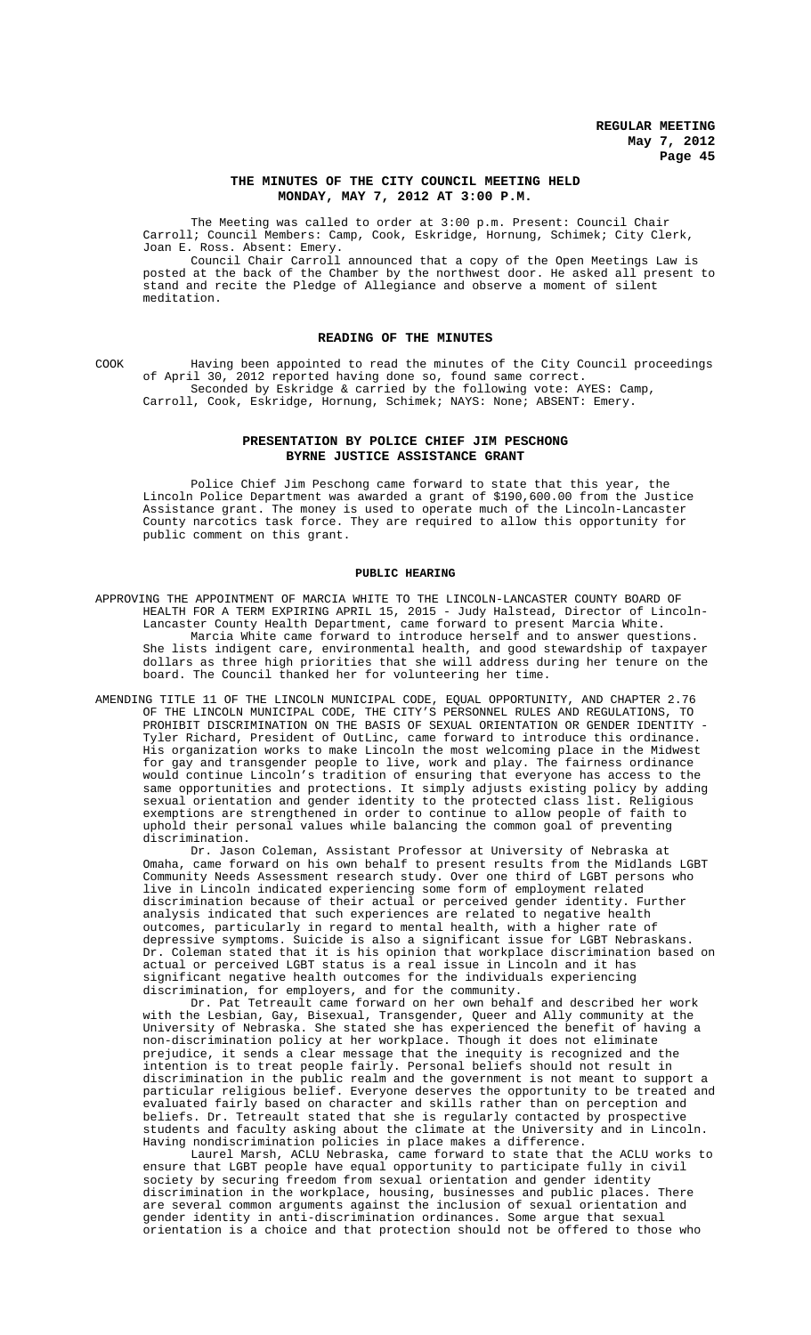# THE MINUTES OF THE CITY COUNCIL MEETING HELD MONDAY, MAY 7, 2012 AT 3:00 P.M.

The Meeting was called to order at 3:00 p.m. Present: Council Chair Carroll; Council Members: Camp, Cook, Eskridge, Hornung, Schimek; City Clerk, Joan E. Ross. Absent: Emery.

Council Chair Carroll announced that a copy of the Open Meetings Law is posted at the back of the Chamber by the northwest door. He asked all present to stand and recite the Pledge of Allegiance and observe a moment of silent meditation.

## READING OF THE MINUTES

COOK Having been appointed to read the minutes of the City Council proceedings of April 30, 2012 reported having done so, found same correct.

Seconded by Eskridge & carried by the following vote: AYES: Camp, Carroll, Cook, Eskridge, Hornung, Schimek; NAYS: None; ABSENT: Emery.

## PRESENTATION BY POLICE CHIEF JIM PESCHONG BYRNE JUSTICE ASSISTANCE GRANT

Police Chief Jim Peschong came forward to state that this year, the Lincoln Police Department was awarded a grant of $190,600.00 from the Justice Assistance grant. The money is used to operate much of the Lincoln-Lancaster County narcotics task force. They are required to allow this opportunity for public comment on this grant.

## PUBLIC HEARING

APPROVING THE APPOINTMENT OF MARCIA WHITE TO THE LINCOLN-LANCASTER COUNTY BOARD OF HEALTH FOR A TERM EXPIRING APRIL 15, 2015 - Judy Halstead, Director of Lincoln-Lancaster County Health Department, came forward to present Marcia White.

Marcia White came forward to introduce herself and to answer questions. She lists indigent care, environmental health, and good stewardship of taxpayer dollars as three high priorities that she will address during her tenure on the board. The Council thanked her for volunteering her time.

AMENDING TITLE 11 OF THE LINCOLN MUNICIPAL CODE, EQUAL OPPORTUNITY, AND CHAPTER 2.76 OF THE LINCOLN MUNICIPAL CODE, THE CITY'S PERSONNEL RULES AND REGULATIONS, TO PROHIBIT DISCRIMINATION ON THE BASIS OF SEXUAL ORIENTATION OR GENDER IDENTITY - Tyler Richard, President of OutLinc, came forward to introduce this ordinance. His organization works to make Lincoln the most welcoming place in the Midwest for gay and transgender people to live, work and play. The fairness ordinance would continue Lincoln's tradition of ensuring that everyone has access to the same opportunities and protections. It simply adjusts existing policy by adding sexual orientation and gender identity to the protected class list. Religious exemptions are strengthened in order to continue to allow people of faith to uphold their personal values while balancing the common goal of preventing discrimination.

Dr. Jason Coleman, Assistant Professor at University of Nebraska at Omaha, came forward on his own behalf to present results from the Midlands LGBT Community Needs Assessment research study. Over one third of LGBT persons who live in Lincoln indicated experiencing some form of employment related discrimination because of their actual or perceived gender identity. Further analysis indicated that such experiences are related to negative health outcomes, particularly in regard to mental health, with a higher rate of depressive symptoms. Suicide is also a significant issue for LGBT Nebraskans. Dr. Coleman stated that it is his opinion that workplace discrimination based on actual or perceived LGBT status is a real issue in Lincoln and it has significant negative health outcomes for the individuals experiencing discrimination, for employers, and for the community.

Dr. Pat Tetreault came forward on her own behalf and described her work with the Lesbian, Gay, Bisexual, Transgender, Queer and Ally community at the University of Nebraska. She stated she has experienced the benefit of having a non-discrimination policy at her workplace. Though it does not eliminate prejudice, it sends a clear message that the inequity is recognized and the intention is to treat people fairly. Personal beliefs should not result in discrimination in the public realm and the government is not meant to support a particular religious belief. Everyone deserves the opportunity to be treated and evaluated fairly based on character and skills rather than on perception and beliefs. Dr. Tetreault stated that she is regularly contacted by prospective students and faculty asking about the climate at the University and in Lincoln. Having nondiscrimination policies in place makes a difference.

Laurel Marsh, ACLU Nebraska, came forward to state that the ACLU works to ensure that LGBT people have equal opportunity to participate fully in civil society by securing freedom from sexual orientation and gender identity discrimination in the workplace, housing, businesses and public places. There are several common arguments against the inclusion of sexual orientation and gender identity in anti-discrimination ordinances. Some argue that sexual orientation is a choice and that protection should not be offered to those who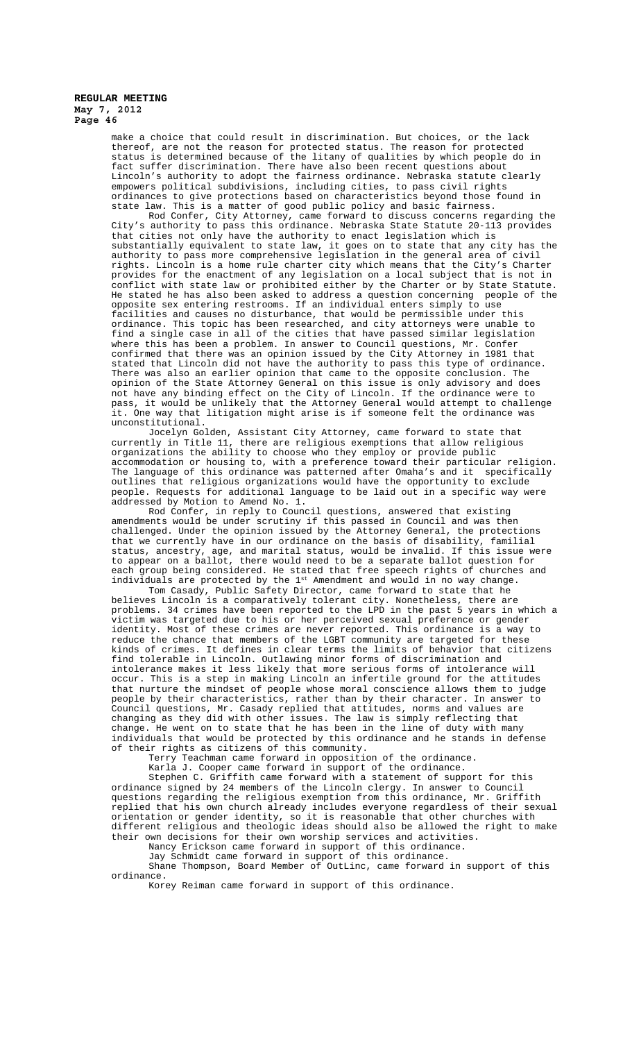make a choice that could result in discrimination. But choices, or the lack thereof, are not the reason for protected status. The reason for protected status is determined because of the litany of qualities by which people do in fact suffer discrimination. There have also been recent questions about Lincoln's authority to adopt the fairness ordinance. Nebraska statute clearly empowers political subdivisions, including cities, to pass civil rights ordinances to give protections based on characteristics beyond those found in state law. This is a matter of good public policy and basic fairness.

Rod Confer, City Attorney, came forward to discuss concerns regarding the City's authority to pass this ordinance. Nebraska State Statute 20-113 provides that cities not only have the authority to enact legislation which is substantially equivalent to state law, it goes on to state that any city has the authority to pass more comprehensive legislation in the general area of civil rights. Lincoln is a home rule charter city which means that the City's Charter provides for the enactment of any legislation on a local subject that is not in conflict with state law or prohibited either by the Charter or by State Statute. He stated he has also been asked to address a question concerning people of the opposite sex entering restrooms. If an individual enters simply to use facilities and causes no disturbance, that would be permissible under this ordinance. This topic has been researched, and city attorneys were unable to find a single case in all of the cities that have passed similar legislation where this has been a problem. In answer to Council questions, Mr. Confer confirmed that there was an opinion issued by the City Attorney in 1981 that stated that Lincoln did not have the authority to pass this type of ordinance. There was also an earlier opinion that came to the opposite conclusion. The opinion of the State Attorney General on this issue is only advisory and does not have any binding effect on the City of Lincoln. If the ordinance were to pass, it would be unlikely that the Attorney General would attempt to challenge it. One way that litigation might arise is if someone felt the ordinance was unconstitutional.

Jocelyn Golden, Assistant City Attorney, came forward to state that currently in Title 11, there are religious exemptions that allow religious organizations the ability to choose who they employ or provide public accommodation or housing to, with a preference toward their particular religion. The language of this ordinance was patterned after Omaha's and it specifically outlines that religious organizations would have the opportunity to exclude people. Requests for additional language to be laid out in a specific way were addressed by Motion to Amend No. 1.

Rod Confer, in reply to Council questions, answered that existing amendments would be under scrutiny if this passed in Council and was then challenged. Under the opinion issued by the Attorney General, the protections that we currently have in our ordinance on the basis of disability, familial status, ancestry, age, and marital status, would be invalid. If this issue were to appear on a ballot, there would need to be a separate ballot question for each group being considered. He stated that free speech rights of churches and individuals are protected by the 1st Amendment and would in no way change.

Tom Casady, Public Safety Director, came forward to state that he believes Lincoln is a comparatively tolerant city. Nonetheless, there are problems. 34 crimes have been reported to the LPD in the past 5 years in which a victim was targeted due to his or her perceived sexual preference or gender identity. Most of these crimes are never reported. This ordinance is a way to reduce the chance that members of the LGBT community are targeted for these kinds of crimes. It defines in clear terms the limits of behavior that citizens find tolerable in Lincoln. Outlawing minor forms of discrimination and intolerance makes it less likely that more serious forms of intolerance will occur. This is a step in making Lincoln an infertile ground for the attitudes that nurture the mindset of people whose moral conscience allows them to judge people by their characteristics, rather than by their character. In answer to Council questions, Mr. Casady replied that attitudes, norms and values are changing as they did with other issues. The law is simply reflecting that change. He went on to state that he has been in the line of duty with many individuals that would be protected by this ordinance and he stands in defense of their rights as citizens of this community.

Terry Teachman came forward in opposition of the ordinance.

Karla J. Cooper came forward in support of the ordinance.

Stephen C. Griffith came forward with a statement of support for this ordinance signed by 24 members of the Lincoln clergy. In answer to Council questions regarding the religious exemption from this ordinance, Mr. Griffith replied that his own church already includes everyone regardless of their sexual orientation or gender identity, so it is reasonable that other churches with different religious and theologic ideas should also be allowed the right to make their own decisions for their own worship services and activities.

Nancy Erickson came forward in support of this ordinance.

Jay Schmidt came forward in support of this ordinance.

Shane Thompson, Board Member of OutLinc, came forward in support of this ordinance.

Korey Reiman came forward in support of this ordinance.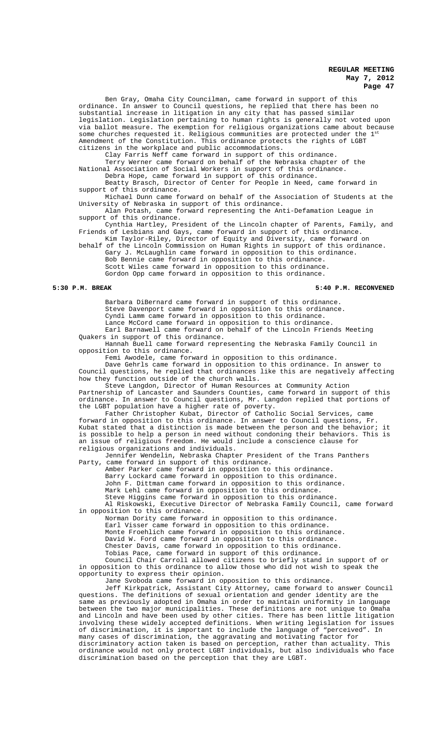Ben Gray, Omaha City Councilman, came forward in support of this ordinance. In answer to Council questions, he replied that there has been no substantial increase in litigation in any city that has passed similar legislation. Legislation pertaining to human rights is generally not voted upon via ballot measure. The exemption for religious organizations came about because some churches requested it. Religious communities are protected under the 1st Amendment of the Constitution. This ordinance protects the rights of LGBT citizens in the workplace and public accommodations.

Clay Farris Neff came forward in support of this ordinance.

Terry Werner came forward on behalf of the Nebraska chapter of the National Association of Social Workers in support of this ordinance.

Debra Hope, came forward in support of this ordinance.

Beatty Brasch, Director of Center for People in Need, came forward in support of this ordinance.

Michael Dunn came forward on behalf of the Association of Students at the University of Nebraska in support of this ordinance.

Alan Potash, came forward representing the Anti-Defamation League in support of this ordinance.

Cynthia Hartley, President of the Lincoln chapter of Parents, Family, and Friends of Lesbians and Gays, came forward in support of this ordinance.

Kim Taylor-Riley, Director of Equity and Diversity, came forward on behalf of the Lincoln Commission on Human Rights in support of this ordinance.

Gary J. McLaughlin came forward in opposition to this ordinance.

Bob Bennie came forward in opposition to this ordinance.

Scott Wiles came forward in opposition to this ordinance.

Gordon Opp came forward in opposition to this ordinance.

**5:30 P.M. BREAK** **5:40 P.M. RECONVENED**

Barbara DiBernard came forward in support of this ordinance.

Steve Davenport came forward in opposition to this ordinance.

Cyndi Lamm came forward in opposition to this ordinance.

Lance McCord came forward in opposition to this ordinance.

Earl Barnawell came forward on behalf of the Lincoln Friends Meeting Quakers in support of this ordinance.

Hannah Buell came forward representing the Nebraska Family Council in opposition to this ordinance.

Femi Awodele, came forward in opposition to this ordinance.

Dave Gehrls came forward in opposition to this ordinance. In answer to Council questions, he replied that ordinances like this are negatively affecting how they function outside of the church walls.

Steve Langdon, Director of Human Resources at Community Action Partnership of Lancaster and Saunders Counties, came forward in support of this ordinance. In answer to Council questions, Mr. Langdon replied that portions of the LGBT population have a higher rate of poverty.

Father Christopher Kubat, Director of Catholic Social Services, came forward in opposition to this ordinance. In answer to Council questions, Fr. Kubat stated that a distinction is made between the person and the behavior; it is possible to help a person in need without condoning their behaviors. This is an issue of religious freedom. He would include a conscience clause for religious organizations and individuals.

Jennifer Wendelin, Nebraska Chapter President of the Trans Panthers Party, came forward in support of this ordinance.

Amber Parker came forward in opposition to this ordinance.

Barry Lockard came forward in opposition to this ordinance.

John F. Dittman came forward in opposition to this ordinance.

Mark Lehl came forward in opposition to this ordinance.

Steve Higgins came forward in opposition to this ordinance.

Al Riskowski, Executive Director of Nebraska Family Council, came forward in opposition to this ordinance.

Norman Dority came forward in opposition to this ordinance.

Earl Visser came forward in opposition to this ordinance.

Monte Froehlich came forward in opposition to this ordinance.

David W. Ford came forward in opposition to this ordinance.

Chester Davis, came forward in opposition to this ordinance.

Tobias Pace, came forward in support of this ordinance.

Council Chair Carroll allowed citizens to briefly stand in support of or in opposition to this ordinance to allow those who did not wish to speak the opportunity to express their opinion.

Jane Svoboda came forward in opposition to this ordinance.

Jeff Kirkpatrick, Assistant City Attorney, came forward to answer Council questions. The definitions of sexual orientation and gender identity are the same as previously adopted in Omaha in order to maintain uniformity in language between the two major municipalities. These definitions are not unique to Omaha and Lincoln and have been used by other cities. There has been little litigation involving these widely accepted definitions. When writing legislation for issues of discrimination, it is important to include the language of "perceived". In many cases of discrimination, the aggravating and motivating factor for discriminatory action taken is based on perception, rather than actuality. This ordinance would not only protect LGBT individuals, but also individuals who face discrimination based on the perception that they are LGBT.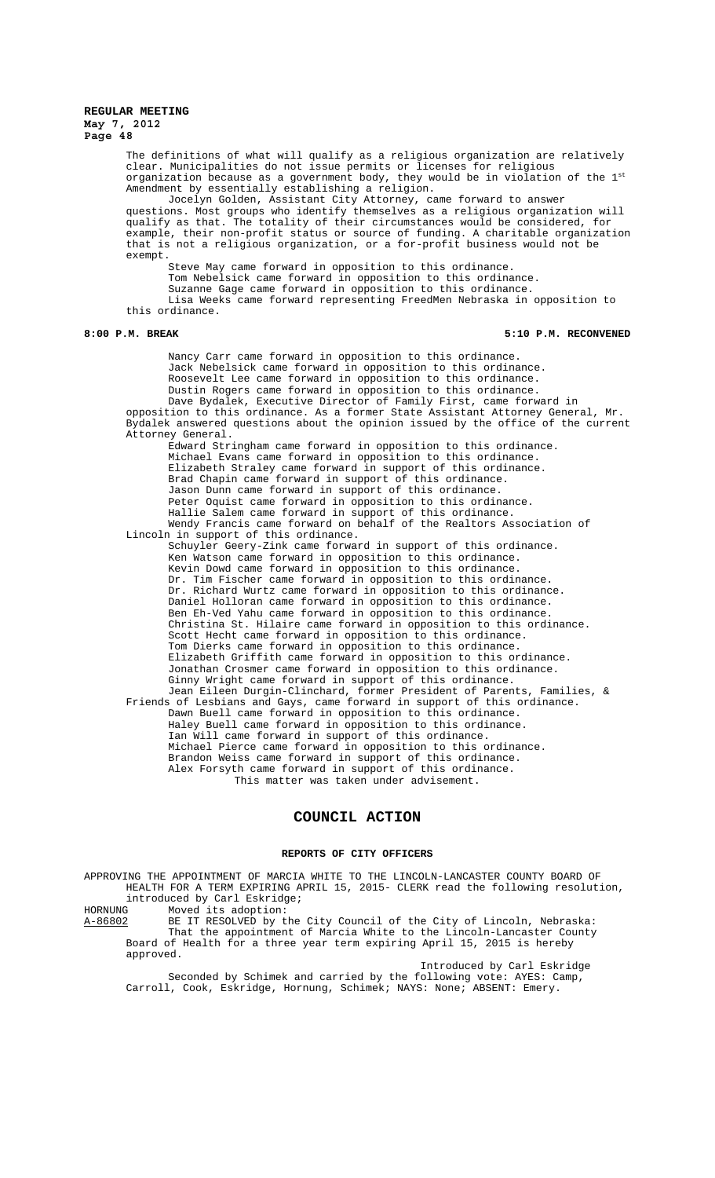The definitions of what will qualify as a religious organization are relatively clear. Municipalities do not issue permits or licenses for religious organization because as a government body, they would be in violation of the 1st Amendment by essentially establishing a religion.

Jocelyn Golden, Assistant City Attorney, came forward to answer questions. Most groups who identify themselves as a religious organization will qualify as that. The totality of their circumstances would be considered, for example, their non-profit status or source of funding. A charitable organization that is not a religious organization, or a for-profit business would not be exempt.

Steve May came forward in opposition to this ordinance.
Tom Nebelsick came forward in opposition to this ordinance.
Suzanne Gage came forward in opposition to this ordinance.
Lisa Weeks came forward representing FreedMen Nebraska in opposition to this ordinance.

**8:00 P.M. BREAK** **5:10 P.M. RECONVENED**

Nancy Carr came forward in opposition to this ordinance.
Jack Nebelsick came forward in opposition to this ordinance.
Roosevelt Lee came forward in opposition to this ordinance.
Dustin Rogers came forward in opposition to this ordinance.
Dave Bydalek, Executive Director of Family First, came forward in opposition to this ordinance. As a former State Assistant Attorney General, Mr. Bydalek answered questions about the opinion issued by the office of the current Attorney General.
Edward Stringham came forward in opposition to this ordinance.
Michael Evans came forward in opposition to this ordinance.
Elizabeth Straley came forward in support of this ordinance.
Brad Chapin came forward in support of this ordinance.
Jason Dunn came forward in support of this ordinance.
Peter Oquist came forward in opposition to this ordinance.
Hallie Salem came forward in support of this ordinance.
Wendy Francis came forward on behalf of the Realtors Association of Lincoln in support of this ordinance.
Schuyler Geery-Zink came forward in support of this ordinance.
Ken Watson came forward in opposition to this ordinance.
Kevin Dowd came forward in opposition to this ordinance.
Dr. Tim Fischer came forward in opposition to this ordinance.
Dr. Richard Wurtz came forward in opposition to this ordinance.
Daniel Holloran came forward in opposition to this ordinance.
Ben Eh-Ved Yahu came forward in opposition to this ordinance.
Christina St. Hilaire came forward in opposition to this ordinance.
Scott Hecht came forward in opposition to this ordinance.
Tom Dierks came forward in opposition to this ordinance.
Elizabeth Griffith came forward in opposition to this ordinance.
Jonathan Crosmer came forward in opposition to this ordinance.
Ginny Wright came forward in support of this ordinance.
Jean Eileen Durgin-Clinchard, former President of Parents, Families, & Friends of Lesbians and Gays, came forward in support of this ordinance.
Dawn Buell came forward in opposition to this ordinance.
Haley Buell came forward in opposition to this ordinance.
Ian Will came forward in support of this ordinance.
Michael Pierce came forward in opposition to this ordinance.
Brandon Weiss came forward in support of this ordinance.
Alex Forsyth came forward in support of this ordinance.
This matter was taken under advisement.

# COUNCIL ACTION

## REPORTS OF CITY OFFICERS

APPROVING THE APPOINTMENT OF MARCIA WHITE TO THE LINCOLN-LANCASTER COUNTY BOARD OF HEALTH FOR A TERM EXPIRING APRIL 15, 2015- CLERK read the following resolution, introduced by Carl Eskridge;

HORNUNG Moved its adoption:

A-86802 BE IT RESOLVED by the City Council of the City of Lincoln, Nebraska:
That the appointment of Marcia White to the Lincoln-Lancaster County Board of Health for a three year term expiring April 15, 2015 is hereby approved.

Introduced by Carl Eskridge

Seconded by Schimek and carried by the following vote: AYES: Camp, Carroll, Cook, Eskridge, Hornung, Schimek; NAYS: None; ABSENT: Emery.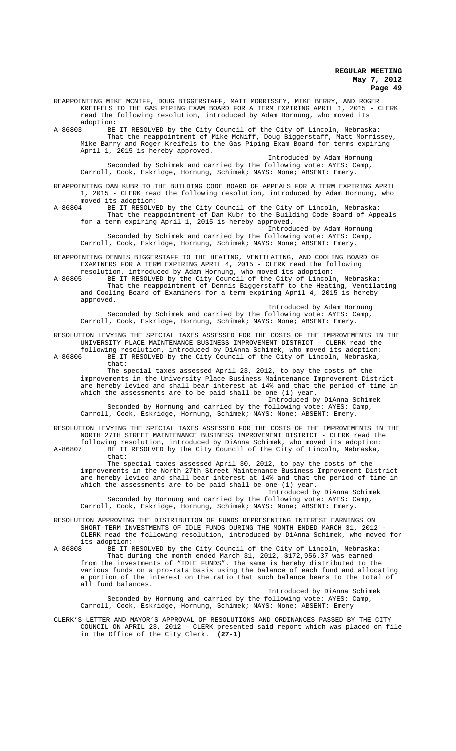REAPPOINTING MIKE MCNIFF, DOUG BIGGERSTAFF, MATT MORRISSEY, MIKE BERRY, AND ROGER KREIFELS TO THE GAS PIPING EXAM BOARD FOR A TERM EXPIRING APRIL 1, 2015 - CLERK read the following resolution, introduced by Adam Hornung, who moved its adoption:

A-86803 BE IT RESOLVED by the City Council of the City of Lincoln, Nebraska:
That the reappointment of Mike McNiff, Doug Biggerstaff, Matt Morrissey, Mike Barry and Roger Kreifels to the Gas Piping Exam Board for terms expiring April 1, 2015 is hereby approved.

Introduced by Adam Hornung

Seconded by Schimek and carried by the following vote: AYES: Camp, Carroll, Cook, Eskridge, Hornung, Schimek; NAYS: None; ABSENT: Emery.

REAPPOINTING DAN KUBR TO THE BUILDING CODE BOARD OF APPEALS FOR A TERM EXPIRING APRIL 1, 2015 - CLERK read the following resolution, introduced by Adam Hornung, who moved its adoption:

A-86804 BE IT RESOLVED by the City Council of the City of Lincoln, Nebraska:
That the reappointment of Dan Kubr to the Building Code Board of Appeals for a term expiring April 1, 2015 is hereby approved.

Introduced by Adam Hornung

Seconded by Schimek and carried by the following vote: AYES: Camp, Carroll, Cook, Eskridge, Hornung, Schimek; NAYS: None; ABSENT: Emery.

REAPPOINTING DENNIS BIGGERSTAFF TO THE HEATING, VENTILATING, AND COOLING BOARD OF EXAMINERS FOR A TERM EXPIRING APRIL 4, 2015 - CLERK read the following resolution, introduced by Adam Hornung, who moved its adoption:

A-86805 BE IT RESOLVED by the City Council of the City of Lincoln, Nebraska:
That the reappointment of Dennis Biggerstaff to the Heating, Ventilating and Cooling Board of Examiners for a term expiring April 4, 2015 is hereby approved.

Introduced by Adam Hornung

Seconded by Schimek and carried by the following vote: AYES: Camp, Carroll, Cook, Eskridge, Hornung, Schimek; NAYS: None; ABSENT: Emery.

RESOLUTION LEVYING THE SPECIAL TAXES ASSESSED FOR THE COSTS OF THE IMPROVEMENTS IN THE UNIVERSITY PLACE MAINTENANCE BUSINESS IMPROVEMENT DISTRICT - CLERK read the following resolution, introduced by DiAnna Schimek, who moved its adoption:

A-86806 BE IT RESOLVED by the City Council of the City of Lincoln, Nebraska, that:
The special taxes assessed April 23, 2012, to pay the costs of the improvements in the University Place Business Maintenance Improvement District are hereby levied and shall bear interest at 14% and that the period of time in which the assessments are to be paid shall be one (1) year.

Introduced by DiAnna Schimek

Seconded by Hornung and carried by the following vote: AYES: Camp, Carroll, Cook, Eskridge, Hornung, Schimek; NAYS: None; ABSENT: Emery.

RESOLUTION LEVYING THE SPECIAL TAXES ASSESSED FOR THE COSTS OF THE IMPROVEMENTS IN THE NORTH 27TH STREET MAINTENANCE BUSINESS IMPROVEMENT DISTRICT - CLERK read the following resolution, introduced by DiAnna Schimek, who moved its adoption:

A-86807 BE IT RESOLVED by the City Council of the City of Lincoln, Nebraska, that:
The special taxes assessed April 30, 2012, to pay the costs of the improvements in the North 27th Street Maintenance Business Improvement District are hereby levied and shall bear interest at 14% and that the period of time in which the assessments are to be paid shall be one (1) year.

Introduced by DiAnna Schimek

Seconded by Hornung and carried by the following vote: AYES: Camp, Carroll, Cook, Eskridge, Hornung, Schimek; NAYS: None; ABSENT: Emery.

RESOLUTION APPROVING THE DISTRIBUTION OF FUNDS REPRESENTING INTEREST EARNINGS ON SHORT-TERM INVESTMENTS OF IDLE FUNDS DURING THE MONTH ENDED MARCH 31, 2012 - CLERK read the following resolution, introduced by DiAnna Schimek, who moved for its adoption:

A-86808 BE IT RESOLVED by the City Council of the City of Lincoln, Nebraska:
That during the month ended March 31, 2012, $172,956.37 was earned from the investments of "IDLE FUNDS". The same is hereby distributed to the various funds on a pro-rata basis using the balance of each fund and allocating a portion of the interest on the ratio that such balance bears to the total of all fund balances.

Introduced by DiAnna Schimek

Seconded by Hornung and carried by the following vote: AYES: Camp, Carroll, Cook, Eskridge, Hornung, Schimek; NAYS: None; ABSENT: Emery

CLERK'S LETTER AND MAYOR'S APPROVAL OF RESOLUTIONS AND ORDINANCES PASSED BY THE CITY COUNCIL ON APRIL 23, 2012 - CLERK presented said report which was placed on file in the Office of the City Clerk. **(27-1)**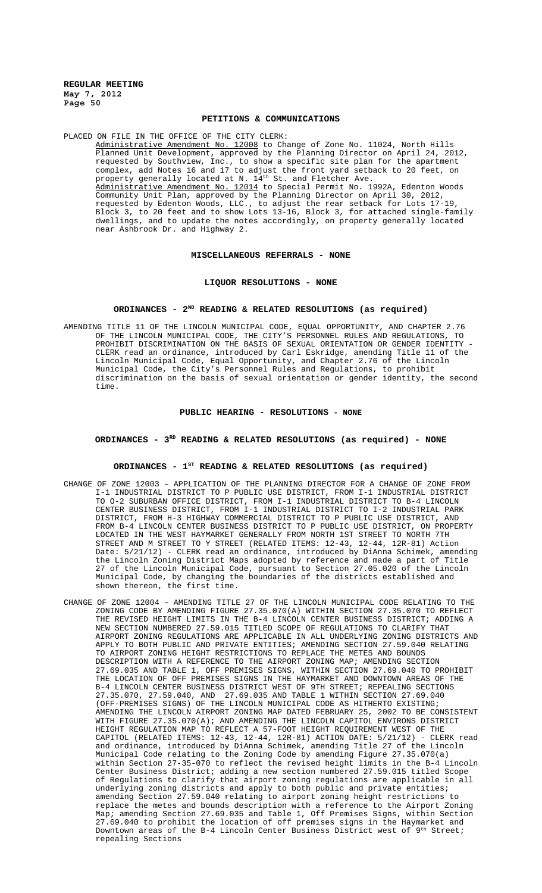## PETITIONS & COMMUNICATIONS

PLACED ON FILE IN THE OFFICE OF THE CITY CLERK:

Administrative Amendment No. 12008 to Change of Zone No. 11024, North Hills Planned Unit Development, approved by the Planning Director on April 24, 2012, requested by Southview, Inc., to show a specific site plan for the apartment complex, add Notes 16 and 17 to adjust the front yard setback to 20 feet, on property generally located at N. 14th St. and Fletcher Ave.

Administrative Amendment No. 12014 to Special Permit No. 1992A, Edenton Woods Community Unit Plan, approved by the Planning Director on April 30, 2012, requested by Edenton Woods, LLC., to adjust the rear setback for Lots 17-19, Block 3, to 20 feet and to show Lots 13-16, Block 3, for attached single-family dwellings, and to update the notes accordingly, on property generally located near Ashbrook Dr. and Highway 2.

## MISCELLANEOUS REFERRALS - NONE

## LIQUOR RESOLUTIONS - NONE

## ORDINANCES - 2ND READING & RELATED RESOLUTIONS (as required)

AMENDING TITLE 11 OF THE LINCOLN MUNICIPAL CODE, EQUAL OPPORTUNITY, AND CHAPTER 2.76 OF THE LINCOLN MUNICIPAL CODE, THE CITY'S PERSONNEL RULES AND REGULATIONS, TO PROHIBIT DISCRIMINATION ON THE BASIS OF SEXUAL ORIENTATION OR GENDER IDENTITY - CLERK read an ordinance, introduced by Carl Eskridge, amending Title 11 of the Lincoln Municipal Code, Equal Opportunity, and Chapter 2.76 of the Lincoln Municipal Code, the City's Personnel Rules and Regulations, to prohibit discrimination on the basis of sexual orientation or gender identity, the second time.

## PUBLIC HEARING - RESOLUTIONS - NONE

## ORDINANCES - 3RD READING & RELATED RESOLUTIONS (as required) - NONE

## ORDINANCES - 1ST READING & RELATED RESOLUTIONS (as required)

CHANGE OF ZONE 12003 – APPLICATION OF THE PLANNING DIRECTOR FOR A CHANGE OF ZONE FROM I-1 INDUSTRIAL DISTRICT TO P PUBLIC USE DISTRICT, FROM I-1 INDUSTRIAL DISTRICT TO O-2 SUBURBAN OFFICE DISTRICT, FROM I-1 INDUSTRIAL DISTRICT TO B-4 LINCOLN CENTER BUSINESS DISTRICT, FROM I-1 INDUSTRIAL DISTRICT TO I-2 INDUSTRIAL PARK DISTRICT, FROM H-3 HIGHWAY COMMERCIAL DISTRICT TO P PUBLIC USE DISTRICT, AND FROM B-4 LINCOLN CENTER BUSINESS DISTRICT TO P PUBLIC USE DISTRICT, ON PROPERTY LOCATED IN THE WEST HAYMARKET GENERALLY FROM NORTH 1ST STREET TO NORTH 7TH STREET AND M STREET TO Y STREET (RELATED ITEMS: 12-43, 12-44, 12R-81) Action Date: 5/21/12) - CLERK read an ordinance, introduced by DiAnna Schimek, amending the Lincoln Zoning District Maps adopted by reference and made a part of Title 27 of the Lincoln Municipal Code, pursuant to Section 27.05.020 of the Lincoln Municipal Code, by changing the boundaries of the districts established and shown thereon, the first time.

CHANGE OF ZONE 12004 – AMENDING TITLE 27 OF THE LINCOLN MUNICIPAL CODE RELATING TO THE ZONING CODE BY AMENDING FIGURE 27.35.070(A) WITHIN SECTION 27.35.070 TO REFLECT THE REVISED HEIGHT LIMITS IN THE B-4 LINCOLN CENTER BUSINESS DISTRICT; ADDING A NEW SECTION NUMBERED 27.59.015 TITLED SCOPE OF REGULATIONS TO CLARIFY THAT AIRPORT ZONING REGULATIONS ARE APPLICABLE IN ALL UNDERLYING ZONING DISTRICTS AND APPLY TO BOTH PUBLIC AND PRIVATE ENTITIES; AMENDING SECTION 27.59.040 RELATING TO AIRPORT ZONING HEIGHT RESTRICTIONS TO REPLACE THE METES AND BOUNDS DESCRIPTION WITH A REFERENCE TO THE AIRPORT ZONING MAP; AMENDING SECTION 27.69.035 AND TABLE 1, OFF PREMISES SIGNS, WITHIN SECTION 27.69.040 TO PROHIBIT THE LOCATION OF OFF PREMISES SIGNS IN THE HAYMARKET AND DOWNTOWN AREAS OF THE B-4 LINCOLN CENTER BUSINESS DISTRICT WEST OF 9TH STREET; REPEALING SECTIONS 27.35.070, 27.59.040, AND 27.69.035 AND TABLE 1 WITHIN SECTION 27.69.040 (OFF-PREMISES SIGNS) OF THE LINCOLN MUNICIPAL CODE AS HITHERTO EXISTING; AMENDING THE LINCOLN AIRPORT ZONING MAP DATED FEBRUARY 25, 2002 TO BE CONSISTENT WITH FIGURE 27.35.070(A); AND AMENDING THE LINCOLN CAPITOL ENVIRONS DISTRICT HEIGHT REGULATION MAP TO REFLECT A 57-FOOT HEIGHT REQUIREMENT WEST OF THE CAPITOL (RELATED ITEMS: 12-43, 12-44, 12R-81) ACTION DATE: 5/21/12) - CLERK read and ordinance, introduced by DiAnna Schimek, amending Title 27 of the Lincoln Municipal Code relating to the Zoning Code by amending Figure 27.35.070(a) within Section 27-35-070 to reflect the revised height limits in the B-4 Lincoln Center Business District; adding a new section numbered 27.59.015 titled Scope of Regulations to clarify that airport zoning regulations are applicable in all underlying zoning districts and apply to both public and private entities; amending Section 27.59.040 relating to airport zoning height restrictions to replace the metes and bounds description with a reference to the Airport Zoning Map; amending Section 27.69.035 and Table 1, Off Premises Signs, within Section 27.69.040 to prohibit the location of off premises signs in the Haymarket and Downtown areas of the B-4 Lincoln Center Business District west of 9th Street; repealing Sections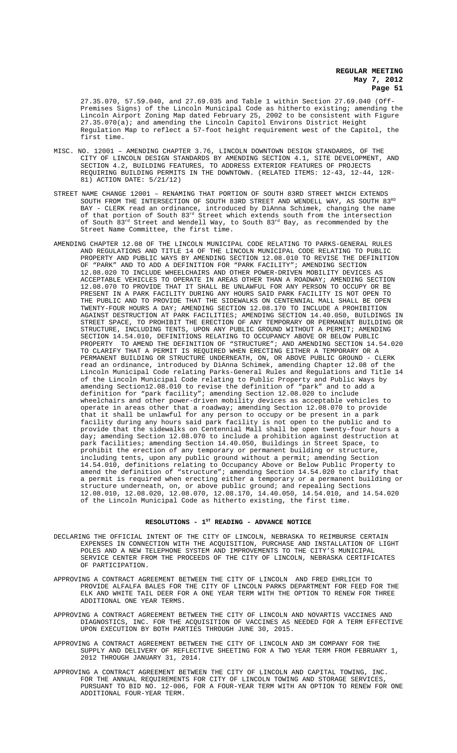27.35.070, 57.59.040, and 27.69.035 and Table 1 within Section 27.69.040 (Off-Premises Signs) of the Lincoln Municipal Code as hitherto existing; amending the Lincoln Airport Zoning Map dated February 25, 2002 to be consistent with Figure 27.35.070(a); and amending the Lincoln Capitol Environs District Height Regulation Map to reflect a 57-foot height requirement west of the Capitol, the first time.

MISC. NO. 12001 – AMENDING CHAPTER 3.76, LINCOLN DOWNTOWN DESIGN STANDARDS, OF THE CITY OF LINCOLN DESIGN STANDARDS BY AMENDING SECTION 4.1, SITE DEVELOPMENT, AND SECTION 4.2, BUILDING FEATURES, TO ADDRESS EXTERIOR FEATURES OF PROJECTS REQUIRING BUILDING PERMITS IN THE DOWNTOWN. (RELATED ITEMS: 12-43, 12-44, 12R-81) ACTION DATE: 5/21/12)

STREET NAME CHANGE 12001 – RENAMING THAT PORTION OF SOUTH 83RD STREET WHICH EXTENDS SOUTH FROM THE INTERSECTION OF SOUTH 83RD STREET AND WENDELL WAY, AS SOUTH 83RD BAY - CLERK read an ordinance, introduced by DiAnna Schimek, changing the name of that portion of South 83rd Street which extends south from the intersection of South 83rd Street and Wendell Way, to South 83rd Bay, as recommended by the Street Name Committee, the first time.

AMENDING CHAPTER 12.08 OF THE LINCOLN MUNICIPAL CODE RELATING TO PARKS-GENERAL RULES AND REGULATIONS AND TITLE 14 OF THE LINCOLN MUNICIPAL CODE RELATING TO PUBLIC PROPERTY AND PUBLIC WAYS BY AMENDING SECTION 12.08.010 TO REVISE THE DEFINITION OF "PARK" AND TO ADD A DEFINITION FOR "PARK FACILITY"; AMENDING SECTION 12.08.020 TO INCLUDE WHEELCHAIRS AND OTHER POWER-DRIVEN MOBILITY DEVICES AS ACCEPTABLE VEHICLES TO OPERATE IN AREAS OTHER THAN A ROADWAY; AMENDING SECTION 12.08.070 TO PROVIDE THAT IT SHALL BE UNLAWFUL FOR ANY PERSON TO OCCUPY OR BE PRESENT IN A PARK FACILITY DURING ANY HOURS SAID PARK FACILITY IS NOT OPEN TO THE PUBLIC AND TO PROVIDE THAT THE SIDEWALKS ON CENTENNIAL MALL SHALL BE OPEN TWENTY-FOUR HOURS A DAY; AMENDING SECTION 12.08.170 TO INCLUDE A PROHIBITION AGAINST DESTRUCTION AT PARK FACILITIES; AMENDING SECTION 14.40.050, BUILDINGS IN STREET SPACE, TO PROHIBIT THE ERECTION OF ANY TEMPORARY OR PERMANENT BUILDING OR STRUCTURE, INCLUDING TENTS, UPON ANY PUBLIC GROUND WITHOUT A PERMIT; AMENDING SECTION 14.54.010, DEFINITIONS RELATING TO OCCUPANCY ABOVE OR BELOW PUBLIC PROPERTY TO AMEND THE DEFINITION OF "STRUCTURE"; AND AMENDING SECTION 14.54.020 TO CLARIFY THAT A PERMIT IS REQUIRED WHEN ERECTING EITHER A TEMPORARY OR A PERMANENT BUILDING OR STRUCTURE UNDERNEATH, ON, OR ABOVE PUBLIC GROUND - CLERK read an ordinance, introduced by DiAnna Schimek, amending Chapter 12.08 of the Lincoln Municipal Code relating Parks-General Rules and Regulations and Title 14 of the Lincoln Municipal Code relating to Public Property and Public Ways by amending Section12.08.010 to revise the definition of "park" and to add a definition for "park facility"; amending Section 12.08.020 to include wheelchairs and other power-driven mobility devices as acceptable vehicles to operate in areas other that a roadway; amending Section 12.08.070 to provide that it shall be unlawful for any person to occupy or be present in a park facility during any hours said park facility is not open to the public and to provide that the sidewalks on Centennial Mall shall be open twenty-four hours a day; amending Section 12.08.070 to include a prohibition against destruction at park facilities; amending Section 14.40.050, Buildings in Street Space, to prohibit the erection of any temporary or permanent building or structure, including tents, upon any public ground without a permit; amending Section 14.54.010, definitions relating to Occupancy Above or Below Public Property to amend the definition of "structure"; amending Section 14.54.020 to clarify that a permit is required when erecting either a temporary or a permanent building or structure underneath, on, or above public ground; and repealing Sections 12.08.010, 12.08.020, 12.08.070, 12.08.170, 14.40.050, 14.54.010, and 14.54.020 of the Lincoln Municipal Code as hitherto existing, the first time.

## RESOLUTIONS - 1ST READING - ADVANCE NOTICE

DECLARING THE OFFICIAL INTENT OF THE CITY OF LINCOLN, NEBRASKA TO REIMBURSE CERTAIN EXPENSES IN CONNECTION WITH THE ACQUISITION, PURCHASE AND INSTALLATION OF LIGHT POLES AND A NEW TELEPHONE SYSTEM AND IMPROVEMENTS TO THE CITY'S MUNICIPAL SERVICE CENTER FROM THE PROCEEDS OF THE CITY OF LINCOLN, NEBRASKA CERTIFICATES OF PARTICIPATION.

APPROVING A CONTRACT AGREEMENT BETWEEN THE CITY OF LINCOLN AND FRED EHRLICH TO PROVIDE ALFALFA BALES FOR THE CITY OF LINCOLN PARKS DEPARTMENT FOR FEED FOR THE ELK AND WHITE TAIL DEER FOR A ONE YEAR TERM WITH THE OPTION TO RENEW FOR THREE ADDITIONAL ONE YEAR TERMS.

APPROVING A CONTRACT AGREEMENT BETWEEN THE CITY OF LINCOLN AND NOVARTIS VACCINES AND DIAGNOSTICS, INC. FOR THE ACQUISITION OF VACCINES AS NEEDED FOR A TERM EFFECTIVE UPON EXECUTION BY BOTH PARTIES THROUGH JUNE 30, 2015.

APPROVING A CONTRACT AGREEMENT BETWEEN THE CITY OF LINCOLN AND 3M COMPANY FOR THE SUPPLY AND DELIVERY OF REFLECTIVE SHEETING FOR A TWO YEAR TERM FROM FEBRUARY 1, 2012 THROUGH JANUARY 31, 2014.

APPROVING A CONTRACT AGREEMENT BETWEEN THE CITY OF LINCOLN AND CAPITAL TOWING, INC. FOR THE ANNUAL REQUIREMENTS FOR CITY OF LINCOLN TOWING AND STORAGE SERVICES, PURSUANT TO BID NO. 12-006, FOR A FOUR-YEAR TERM WITH AN OPTION TO RENEW FOR ONE ADDITIONAL FOUR-YEAR TERM.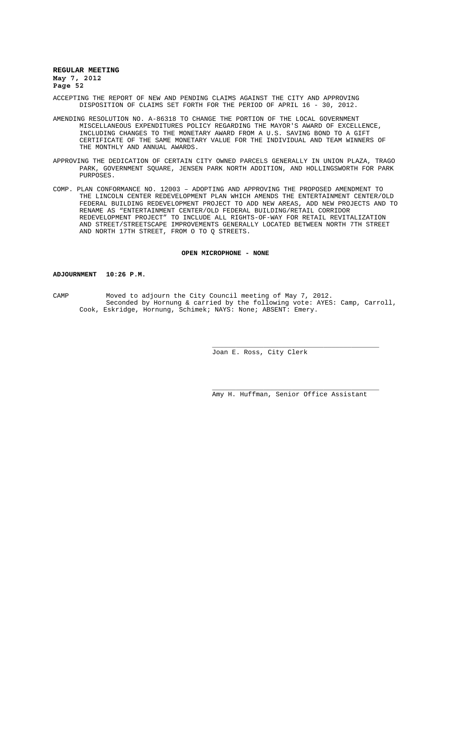ACCEPTING THE REPORT OF NEW AND PENDING CLAIMS AGAINST THE CITY AND APPROVING DISPOSITION OF CLAIMS SET FORTH FOR THE PERIOD OF APRIL 16 - 30, 2012.

AMENDING RESOLUTION NO. A-86318 TO CHANGE THE PORTION OF THE LOCAL GOVERNMENT MISCELLANEOUS EXPENDITURES POLICY REGARDING THE MAYOR'S AWARD OF EXCELLENCE, INCLUDING CHANGES TO THE MONETARY AWARD FROM A U.S. SAVING BOND TO A GIFT CERTIFICATE OF THE SAME MONETARY VALUE FOR THE INDIVIDUAL AND TEAM WINNERS OF THE MONTHLY AND ANNUAL AWARDS.

APPROVING THE DEDICATION OF CERTAIN CITY OWNED PARCELS GENERALLY IN UNION PLAZA, TRAGO PARK, GOVERNMENT SQUARE, JENSEN PARK NORTH ADDITION, AND HOLLINGSWORTH FOR PARK PURPOSES.

COMP. PLAN CONFORMANCE NO. 12003 – ADOPTING AND APPROVING THE PROPOSED AMENDMENT TO THE LINCOLN CENTER REDEVELOPMENT PLAN WHICH AMENDS THE ENTERTAINMENT CENTER/OLD FEDERAL BUILDING REDEVELOPMENT PROJECT TO ADD NEW AREAS, ADD NEW PROJECTS AND TO RENAME AS "ENTERTAINMENT CENTER/OLD FEDERAL BUILDING/RETAIL CORRIDOR REDEVELOPMENT PROJECT" TO INCLUDE ALL RIGHTS-OF-WAY FOR RETAIL REVITALIZATION AND STREET/STREETSCAPE IMPROVEMENTS GENERALLY LOCATED BETWEEN NORTH 7TH STREET AND NORTH 17TH STREET, FROM O TO Q STREETS.

**OPEN MICROPHONE - NONE**

**ADJOURNMENT 10:26 P.M.**

CAMP Moved to adjourn the City Council meeting of May 7, 2012.
Seconded by Hornung & carried by the following vote: AYES: Camp, Carroll, Cook, Eskridge, Hornung, Schimek; NAYS: None; ABSENT: Emery.

\_\_\_\_\_\_\_\_\_\_\_\_\_\_\_\_\_\_\_\_\_\_\_\_\_\_\_\_\_\_\_\_\_\_\_\_\_\_\_\_
Joan E. Ross, City Clerk

\_\_\_\_\_\_\_\_\_\_\_\_\_\_\_\_\_\_\_\_\_\_\_\_\_\_\_\_\_\_\_\_\_\_\_\_\_\_\_\_
Amy H. Huffman, Senior Office Assistant